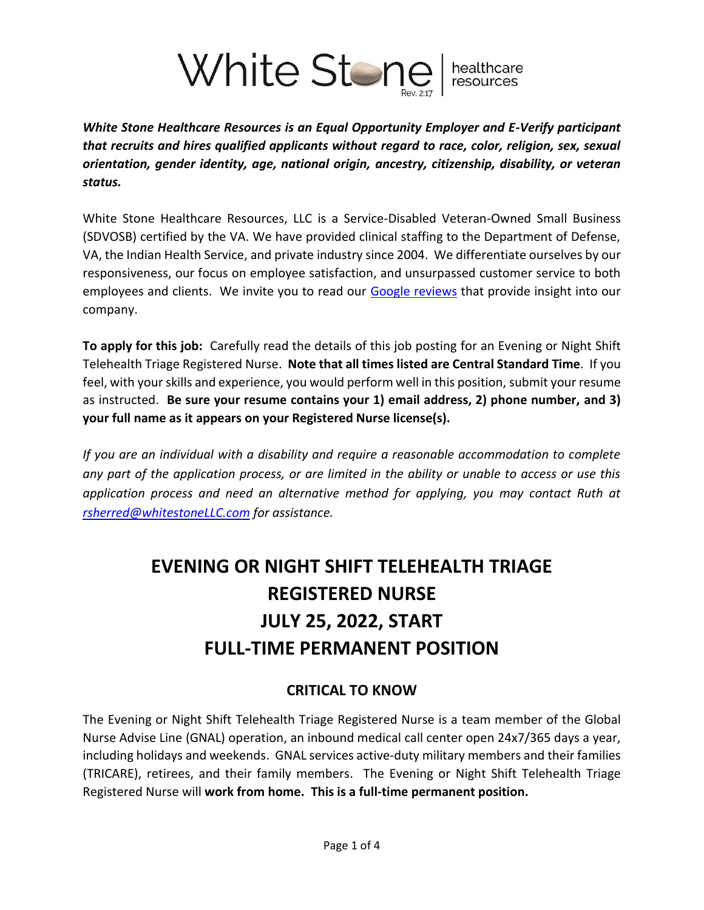White Stone | healthcare resources
Rev. 2:17

***White Stone Healthcare Resources is an Equal Opportunity Employer and E-Verify participant that recruits and hires qualified applicants without regard to race, color, religion, sex, sexual orientation, gender identity, age, national origin, ancestry, citizenship, disability, or veteran status.***

White Stone Healthcare Resources, LLC is a Service-Disabled Veteran-Owned Small Business (SDVOSB) certified by the VA. We have provided clinical staffing to the Department of Defense, VA, the Indian Health Service, and private industry since 2004. We differentiate ourselves by our responsiveness, our focus on employee satisfaction, and unsurpassed customer service to both employees and clients. We invite you to read our Google reviews that provide insight into our company.

**To apply for this job:** Carefully read the details of this job posting for an Evening or Night Shift Telehealth Triage Registered Nurse. **Note that all times listed are Central Standard Time**. If you feel, with your skills and experience, you would perform well in this position, submit your resume as instructed. **Be sure your resume contains your 1) email address, 2) phone number, and 3) your full name as it appears on your Registered Nurse license(s).**

*If you are an individual with a disability and require a reasonable accommodation to complete any part of the application process, or are limited in the ability or unable to access or use this application process and need an alternative method for applying, you may contact Ruth at rsherred@whitestoneLLC.com for assistance.*

# EVENING OR NIGHT SHIFT TELEHEALTH TRIAGE REGISTERED NURSE
# JULY 25, 2022, START
# FULL-TIME PERMANENT POSITION

## CRITICAL TO KNOW

The Evening or Night Shift Telehealth Triage Registered Nurse is a team member of the Global Nurse Advise Line (GNAL) operation, an inbound medical call center open 24x7/365 days a year, including holidays and weekends. GNAL services active-duty military members and their families (TRICARE), retirees, and their family members. The Evening or Night Shift Telehealth Triage Registered Nurse will **work from home. This is a full-time permanent position.**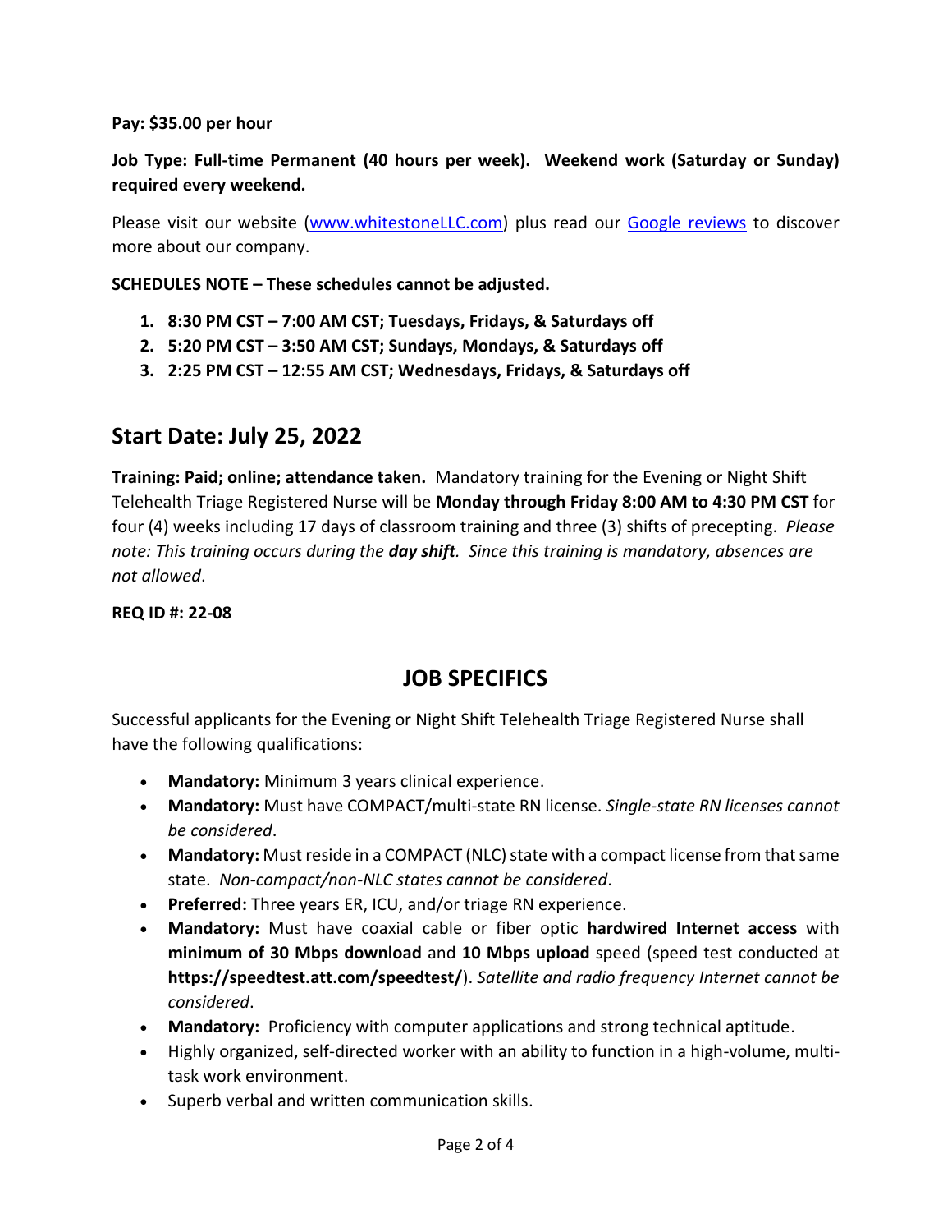**Pay: $35.00 per hour**

**Job Type: Full-time Permanent (40 hours per week). Weekend work (Saturday or Sunday) required every weekend.**

Please visit our website (www.whitestoneLLC.com) plus read our Google reviews to discover more about our company.

**SCHEDULES NOTE – These schedules cannot be adjusted.**

1. **8:30 PM CST – 7:00 AM CST; Tuesdays, Fridays, & Saturdays off**
2. **5:20 PM CST – 3:50 AM CST; Sundays, Mondays, & Saturdays off**
3. **2:25 PM CST – 12:55 AM CST; Wednesdays, Fridays, & Saturdays off**

## Start Date: July 25, 2022

**Training: Paid; online; attendance taken.** Mandatory training for the Evening or Night Shift Telehealth Triage Registered Nurse will be **Monday through Friday 8:00 AM to 4:30 PM CST** for four (4) weeks including 17 days of classroom training and three (3) shifts of precepting. *Please note: This training occurs during the* ***day shift****. Since this training is mandatory, absences are not allowed*.

**REQ ID #: 22-08**

## JOB SPECIFICS

Successful applicants for the Evening or Night Shift Telehealth Triage Registered Nurse shall have the following qualifications:

- **Mandatory:** Minimum 3 years clinical experience.
- **Mandatory:** Must have COMPACT/multi-state RN license. *Single-state RN licenses cannot be considered*.
- **Mandatory:** Must reside in a COMPACT (NLC) state with a compact license from that same state. *Non-compact/non-NLC states cannot be considered*.
- **Preferred:** Three years ER, ICU, and/or triage RN experience.
- **Mandatory:** Must have coaxial cable or fiber optic **hardwired Internet access** with **minimum of 30 Mbps download** and **10 Mbps upload** speed (speed test conducted at **https://speedtest.att.com/speedtest/**). *Satellite and radio frequency Internet cannot be considered*.
- **Mandatory:** Proficiency with computer applications and strong technical aptitude.
- Highly organized, self-directed worker with an ability to function in a high-volume, multi-task work environment.
- Superb verbal and written communication skills.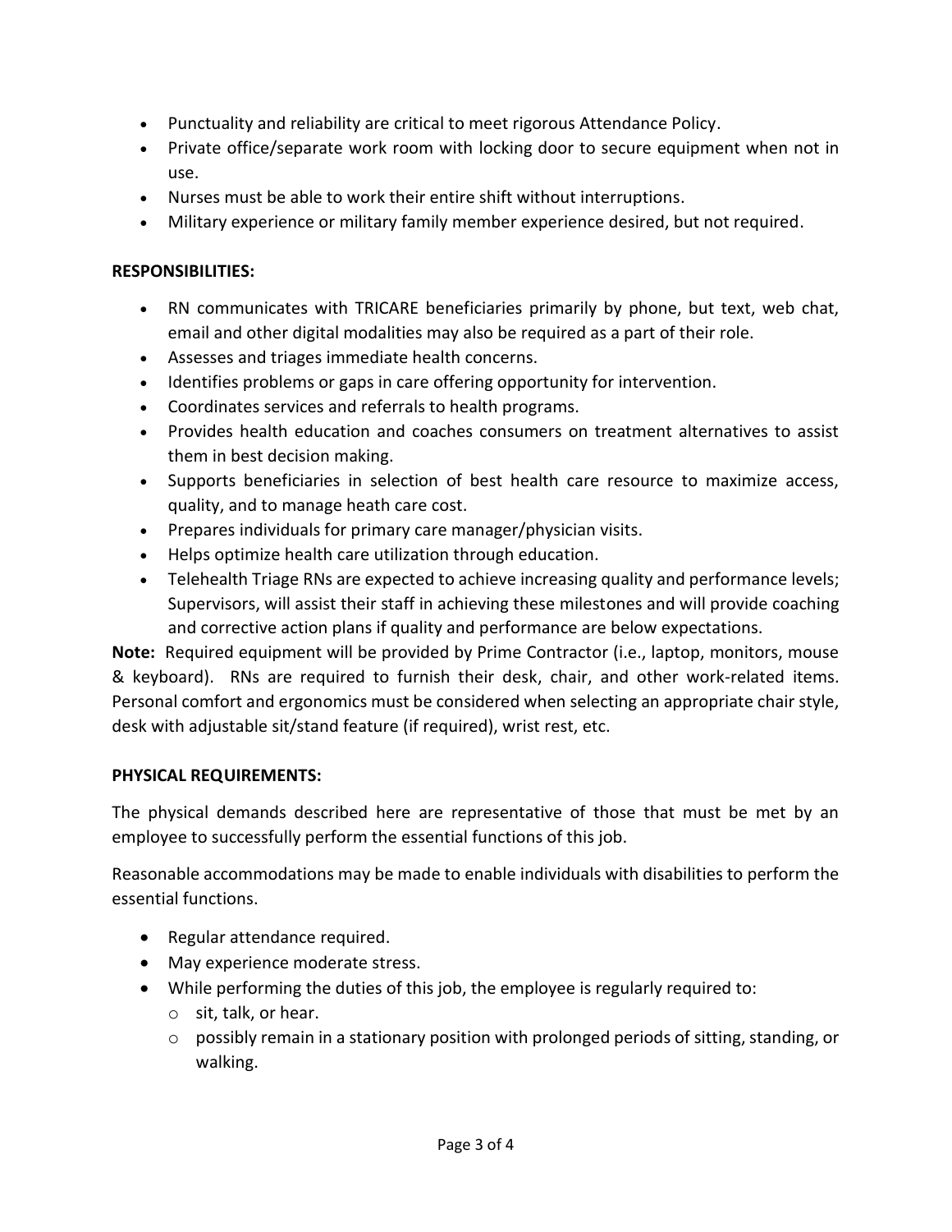- Punctuality and reliability are critical to meet rigorous Attendance Policy.
- Private office/separate work room with locking door to secure equipment when not in use.
- Nurses must be able to work their entire shift without interruptions.
- Military experience or military family member experience desired, but not required.

**RESPONSIBILITIES:**

- RN communicates with TRICARE beneficiaries primarily by phone, but text, web chat, email and other digital modalities may also be required as a part of their role.
- Assesses and triages immediate health concerns.
- Identifies problems or gaps in care offering opportunity for intervention.
- Coordinates services and referrals to health programs.
- Provides health education and coaches consumers on treatment alternatives to assist them in best decision making.
- Supports beneficiaries in selection of best health care resource to maximize access, quality, and to manage heath care cost.
- Prepares individuals for primary care manager/physician visits.
- Helps optimize health care utilization through education.
- Telehealth Triage RNs are expected to achieve increasing quality and performance levels; Supervisors, will assist their staff in achieving these milestones and will provide coaching and corrective action plans if quality and performance are below expectations.

**Note:** Required equipment will be provided by Prime Contractor (i.e., laptop, monitors, mouse & keyboard). RNs are required to furnish their desk, chair, and other work-related items. Personal comfort and ergonomics must be considered when selecting an appropriate chair style, desk with adjustable sit/stand feature (if required), wrist rest, etc.

**PHYSICAL REQUIREMENTS:**

The physical demands described here are representative of those that must be met by an employee to successfully perform the essential functions of this job.

Reasonable accommodations may be made to enable individuals with disabilities to perform the essential functions.

- Regular attendance required.
- May experience moderate stress.
- While performing the duties of this job, the employee is regularly required to:
  - sit, talk, or hear.
  - possibly remain in a stationary position with prolonged periods of sitting, standing, or walking.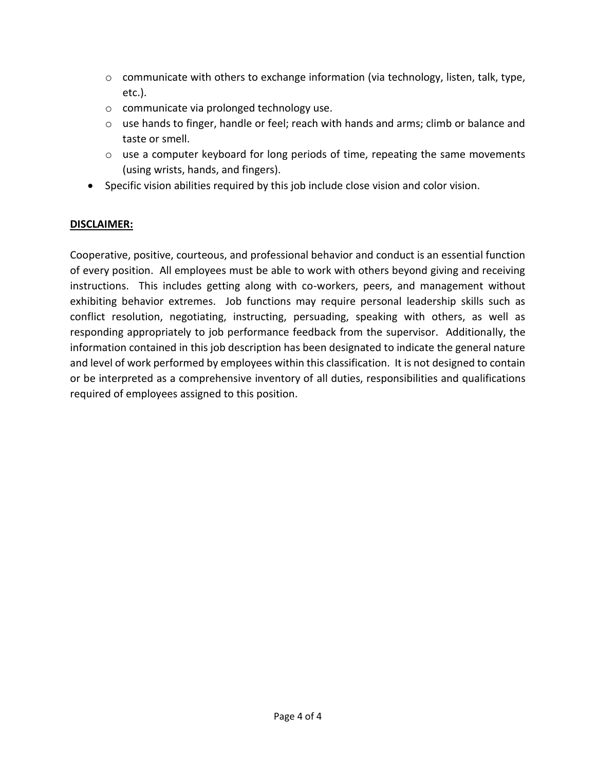- communicate with others to exchange information (via technology, listen, talk, type, etc.).
  - communicate via prolonged technology use.
  - use hands to finger, handle or feel; reach with hands and arms; climb or balance and taste or smell.
  - use a computer keyboard for long periods of time, repeating the same movements (using wrists, hands, and fingers).
- Specific vision abilities required by this job include close vision and color vision.

**DISCLAIMER:**

Cooperative, positive, courteous, and professional behavior and conduct is an essential function of every position. All employees must be able to work with others beyond giving and receiving instructions. This includes getting along with co-workers, peers, and management without exhibiting behavior extremes. Job functions may require personal leadership skills such as conflict resolution, negotiating, instructing, persuading, speaking with others, as well as responding appropriately to job performance feedback from the supervisor. Additionally, the information contained in this job description has been designated to indicate the general nature and level of work performed by employees within this classification. It is not designed to contain or be interpreted as a comprehensive inventory of all duties, responsibilities and qualifications required of employees assigned to this position.